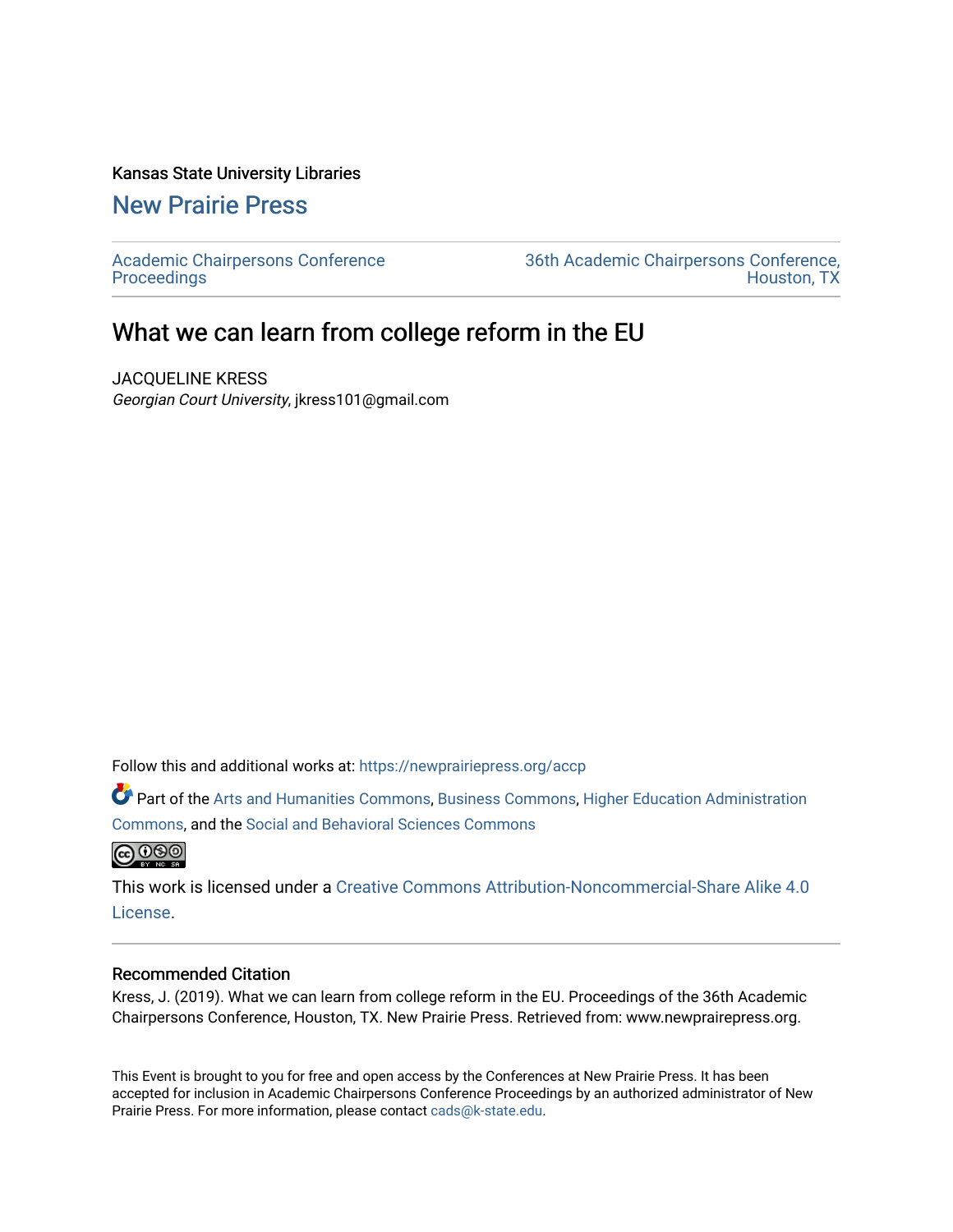Kansas State University Libraries

# New Prairie Press

Academic Chairpersons Conference Proceedings

36th Academic Chairpersons Conference, Houston, TX

## What we can learn from college reform in the EU

JACQUELINE KRESS

*Georgian Court University*, jkress101@gmail.com

Follow this and additional works at: https://newprairiepress.org/accp

Part of the Arts and Humanities Commons, Business Commons, Higher Education Administration Commons, and the Social and Behavioral Sciences Commons

This work is licensed under a Creative Commons Attribution-Noncommercial-Share Alike 4.0 License.

### Recommended Citation

Kress, J. (2019). What we can learn from college reform in the EU. Proceedings of the 36th Academic Chairpersons Conference, Houston, TX. New Prairie Press. Retrieved from: www.newprairiepress.org.

This Event is brought to you for free and open access by the Conferences at New Prairie Press. It has been accepted for inclusion in Academic Chairpersons Conference Proceedings by an authorized administrator of New Prairie Press. For more information, please contact cads@k-state.edu.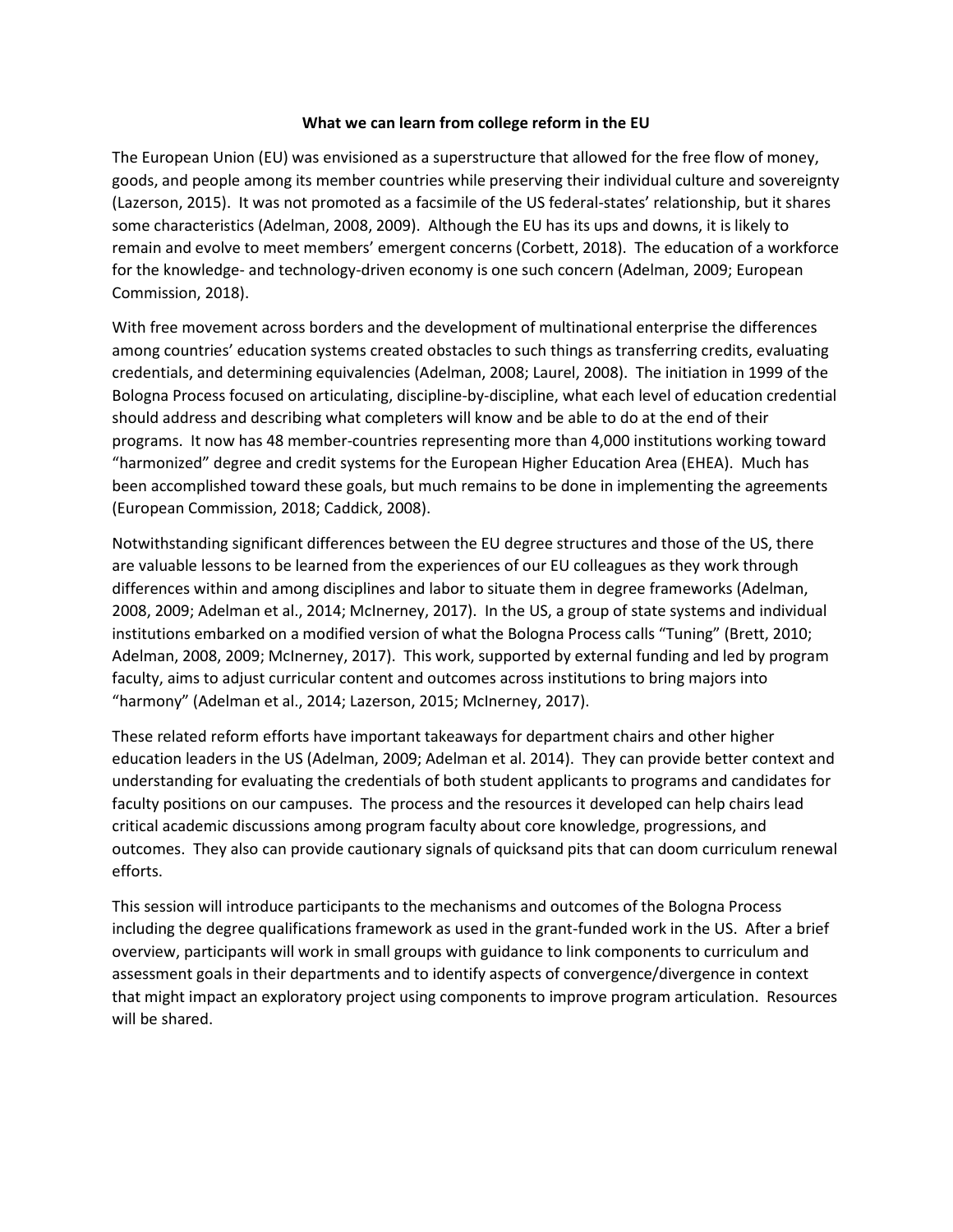**What we can learn from college reform in the EU**

The European Union (EU) was envisioned as a superstructure that allowed for the free flow of money, goods, and people among its member countries while preserving their individual culture and sovereignty (Lazerson, 2015). It was not promoted as a facsimile of the US federal-states' relationship, but it shares some characteristics (Adelman, 2008, 2009). Although the EU has its ups and downs, it is likely to remain and evolve to meet members' emergent concerns (Corbett, 2018). The education of a workforce for the knowledge- and technology-driven economy is one such concern (Adelman, 2009; European Commission, 2018).

With free movement across borders and the development of multinational enterprise the differences among countries' education systems created obstacles to such things as transferring credits, evaluating credentials, and determining equivalencies (Adelman, 2008; Laurel, 2008). The initiation in 1999 of the Bologna Process focused on articulating, discipline-by-discipline, what each level of education credential should address and describing what completers will know and be able to do at the end of their programs. It now has 48 member-countries representing more than 4,000 institutions working toward "harmonized" degree and credit systems for the European Higher Education Area (EHEA). Much has been accomplished toward these goals, but much remains to be done in implementing the agreements (European Commission, 2018; Caddick, 2008).

Notwithstanding significant differences between the EU degree structures and those of the US, there are valuable lessons to be learned from the experiences of our EU colleagues as they work through differences within and among disciplines and labor to situate them in degree frameworks (Adelman, 2008, 2009; Adelman et al., 2014; McInerney, 2017). In the US, a group of state systems and individual institutions embarked on a modified version of what the Bologna Process calls "Tuning" (Brett, 2010; Adelman, 2008, 2009; McInerney, 2017). This work, supported by external funding and led by program faculty, aims to adjust curricular content and outcomes across institutions to bring majors into "harmony" (Adelman et al., 2014; Lazerson, 2015; McInerney, 2017).

These related reform efforts have important takeaways for department chairs and other higher education leaders in the US (Adelman, 2009; Adelman et al. 2014). They can provide better context and understanding for evaluating the credentials of both student applicants to programs and candidates for faculty positions on our campuses. The process and the resources it developed can help chairs lead critical academic discussions among program faculty about core knowledge, progressions, and outcomes. They also can provide cautionary signals of quicksand pits that can doom curriculum renewal efforts.

This session will introduce participants to the mechanisms and outcomes of the Bologna Process including the degree qualifications framework as used in the grant-funded work in the US. After a brief overview, participants will work in small groups with guidance to link components to curriculum and assessment goals in their departments and to identify aspects of convergence/divergence in context that might impact an exploratory project using components to improve program articulation. Resources will be shared.